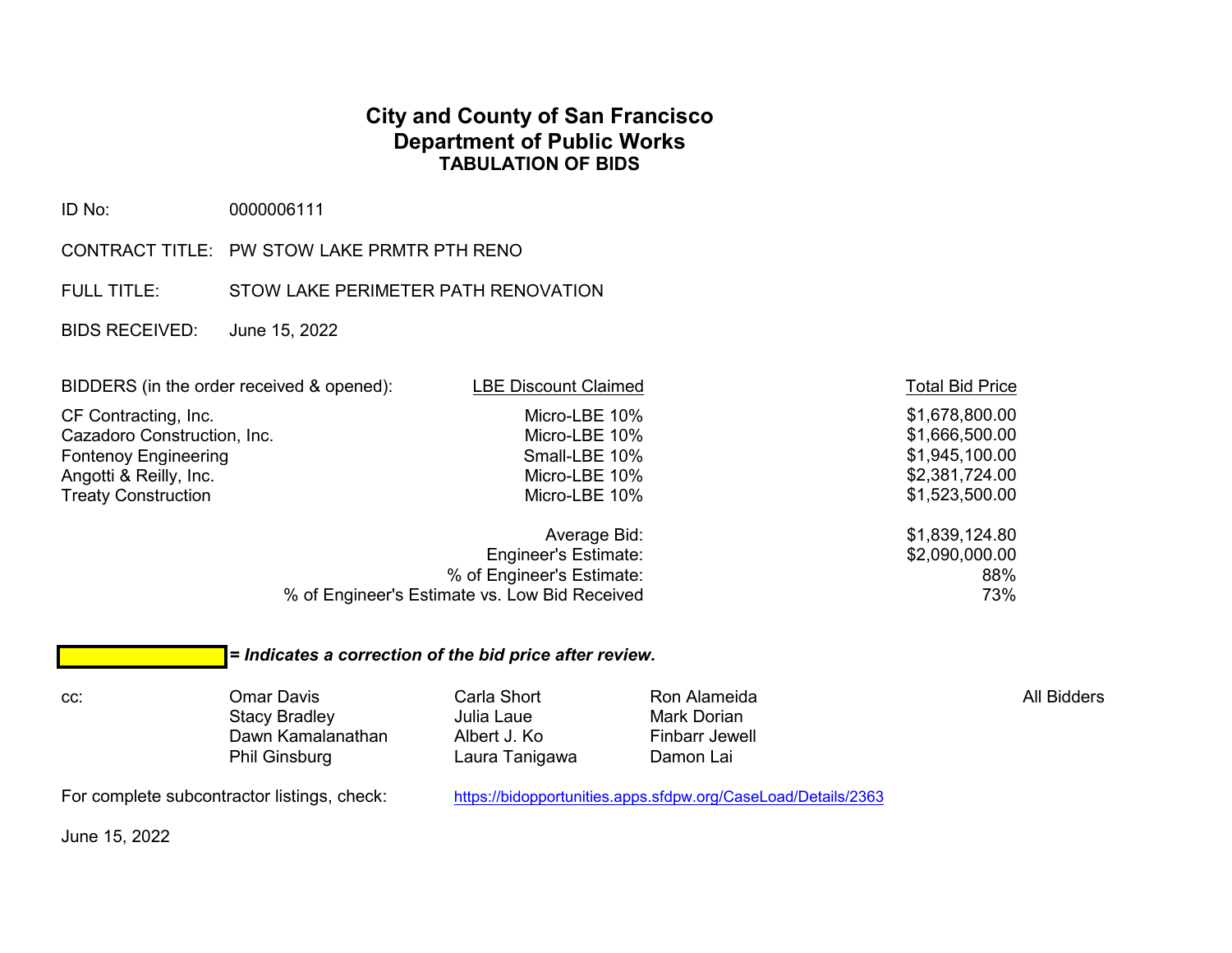# City and County of San Francisco
## Department of Public Works
### TABULATION OF BIDS

ID No: 0000006111

CONTRACT TITLE: PW STOW LAKE PRMTR PTH RENO

FULL TITLE: STOW LAKE PERIMETER PATH RENOVATION

BIDS RECEIVED: June 15, 2022

| BIDDERS (in the order received & opened): | LBE Discount Claimed | Total Bid Price |
|---|---|---|
| CF Contracting, Inc. | Micro-LBE 10% | $1,678,800.00 |
| Cazadoro Construction, Inc. | Micro-LBE 10% | $1,666,500.00 |
| Fontenoy Engineering | Small-LBE 10% | $1,945,100.00 |
| Angotti & Reilly, Inc. | Micro-LBE 10% | $2,381,724.00 |
| Treaty Construction | Micro-LBE 10% | $1,523,500.00 |
| | Average Bid: | $1,839,124.80 |
| | Engineer's Estimate: | $2,090,000.00 |
| | % of Engineer's Estimate: | 88% |
| | % of Engineer's Estimate vs. Low Bid Received | 73% |

***= Indicates a correction of the bid price after review.***

cc:

| Omar Davis | Carla Short | Ron Alameida | All Bidders |
|---|---|---|---|
| Stacy Bradley | Julia Laue | Mark Dorian | |
| Dawn Kamalanathan | Albert J. Ko | Finbarr Jewell | |
| Phil Ginsburg | Laura Tanigawa | Damon Lai | |

For complete subcontractor listings, check: https://bidopportunities.apps.sfdpw.org/CaseLoad/Details/2363

June 15, 2022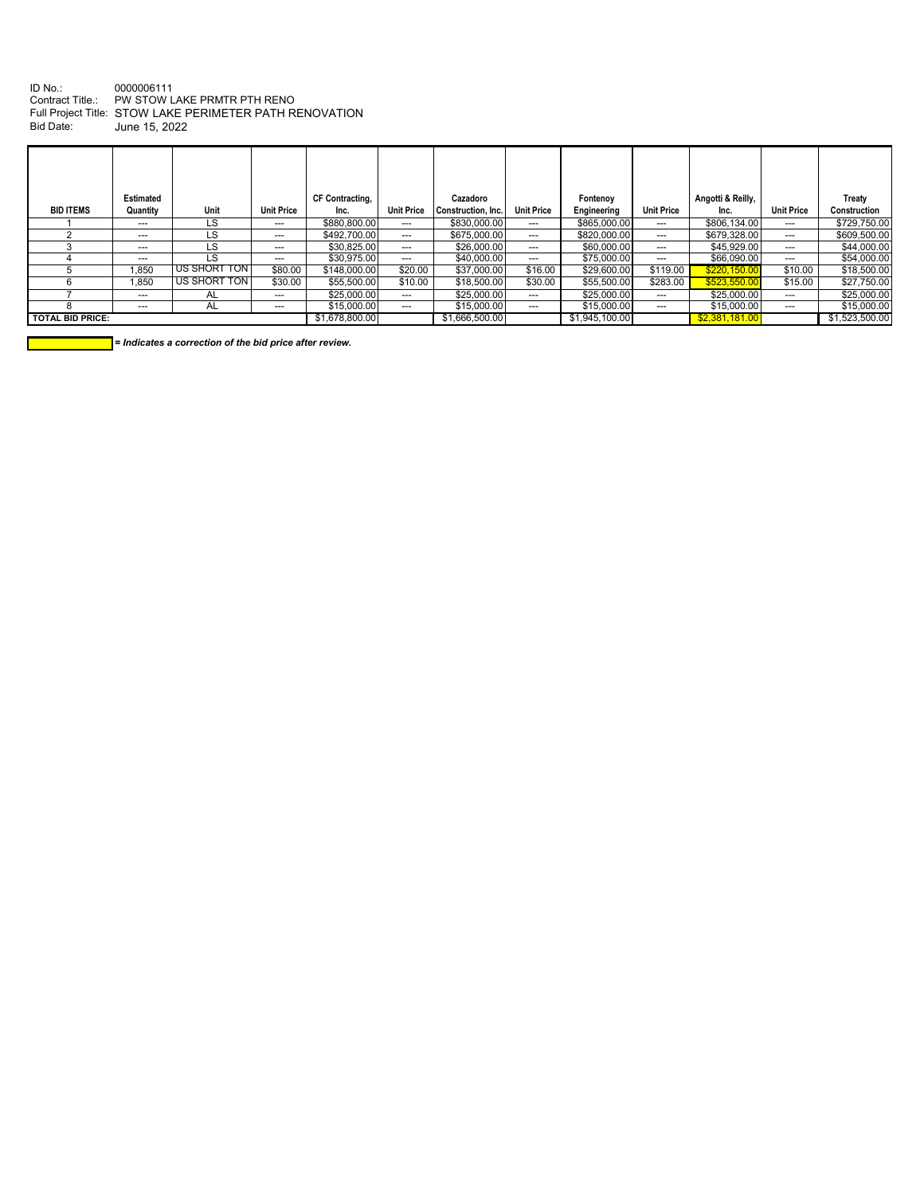ID No.: 0000006111
Contract Title.: PW STOW LAKE PRMTR PTH RENO
Full Project Title: STOW LAKE PERIMETER PATH RENOVATION
Bid Date: June 15, 2022

| BID ITEMS | Estimated Quantity | Unit | Unit Price | CF Contracting, Inc. | Unit Price | Cazadoro Construction, Inc. | Unit Price | Fontenoy Engineering | Unit Price | Angotti & Reilly, Inc. | Unit Price | Treaty Construction |
|---|---|---|---|---|---|---|---|---|---|---|---|---|
| 1 | --- | LS | --- | $880,800.00 | --- | $830,000.00 | --- | $865,000.00 | --- | $806,134.00 | --- | $729,750.00 |
| 2 | --- | LS | --- | $492,700.00 | --- | $675,000.00 | --- | $820,000.00 | --- | $679,328.00 | --- | $609,500.00 |
| 3 | --- | LS | --- | $30,825.00 | --- | $26,000.00 | --- | $60,000.00 | --- | $45,929.00 | --- | $44,000.00 |
| 4 | --- | LS | --- | $30,975.00 | --- | $40,000.00 | --- | $75,000.00 | --- | $66,090.00 | --- | $54,000.00 |
| 5 | 1,850 | US SHORT TON | $80.00 | $148,000.00 | $20.00 | $37,000.00 | $16.00 | $29,600.00 | $119.00 | $220,150.00 | $10.00 | $18,500.00 |
| 6 | 1,850 | US SHORT TON | $30.00 | $55,500.00 | $10.00 | $18,500.00 | $30.00 | $55,500.00 | $283.00 | $523,550.00 | $15.00 | $27,750.00 |
| 7 | --- | AL | --- | $25,000.00 | --- | $25,000.00 | --- | $25,000.00 | --- | $25,000.00 | --- | $25,000.00 |
| 8 | --- | AL | --- | $15,000.00 | --- | $15,000.00 | --- | $15,000.00 | --- | $15,000.00 | --- | $15,000.00 |
| TOTAL BID PRICE: | | | | $1,678,800.00 | | $1,666,500.00 | | $1,945,100.00 | | $2,381,181.00 | | $1,523,500.00 |

*= Indicates a correction of the bid price after review.*